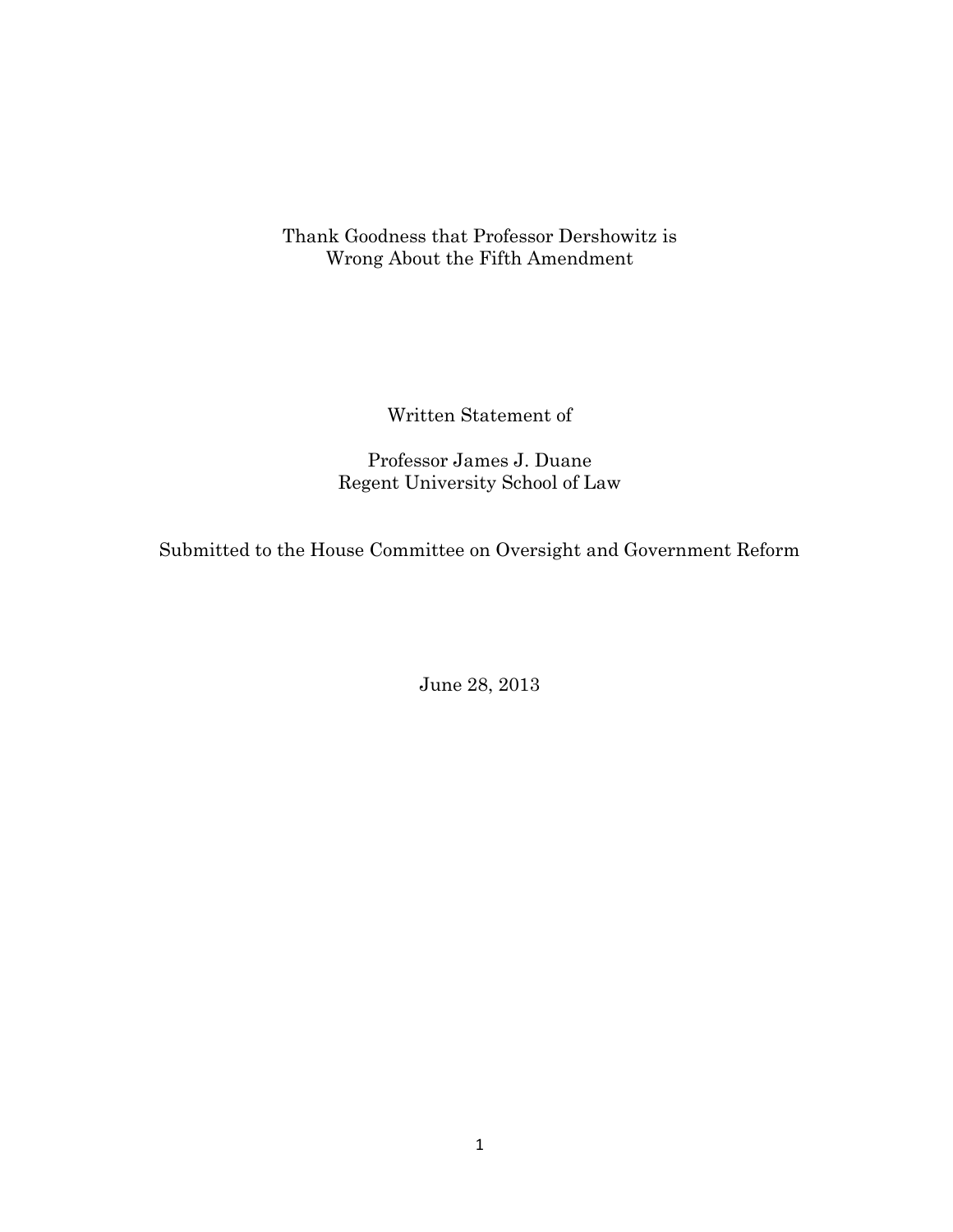# Thank Goodness that Professor Dershowitz is Wrong About the Fifth Amendment

Written Statement of

Professor James J. Duane
Regent University School of Law

Submitted to the House Committee on Oversight and Government Reform

June 28, 2013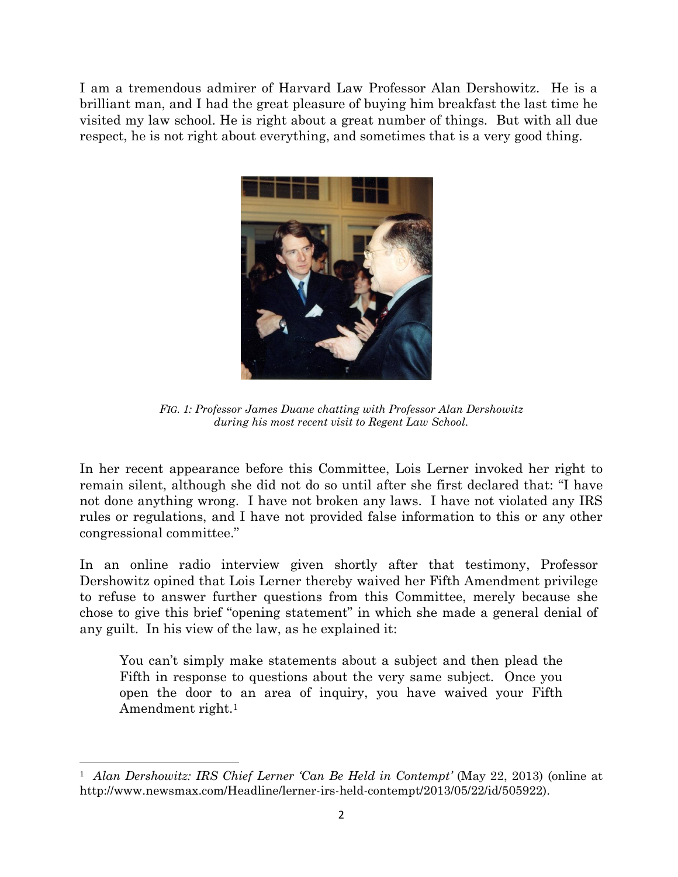I am a tremendous admirer of Harvard Law Professor Alan Dershowitz. He is a brilliant man, and I had the great pleasure of buying him breakfast the last time he visited my law school. He is right about a great number of things. But with all due respect, he is not right about everything, and sometimes that is a very good thing.

*FIG. 1: Professor James Duane chatting with Professor Alan Dershowitz during his most recent visit to Regent Law School.*

In her recent appearance before this Committee, Lois Lerner invoked her right to remain silent, although she did not do so until after she first declared that: "I have not done anything wrong. I have not broken any laws. I have not violated any IRS rules or regulations, and I have not provided false information to this or any other congressional committee."

In an online radio interview given shortly after that testimony, Professor Dershowitz opined that Lois Lerner thereby waived her Fifth Amendment privilege to refuse to answer further questions from this Committee, merely because she chose to give this brief "opening statement" in which she made a general denial of any guilt. In his view of the law, as he explained it:

> You can't simply make statements about a subject and then plead the Fifth in response to questions about the very same subject. Once you open the door to an area of inquiry, you have waived your Fifth Amendment right.[1]

---

[1] *Alan Dershowitz: IRS Chief Lerner 'Can Be Held in Contempt'* (May 22, 2013) (online at http://www.newsmax.com/Headline/lerner-irs-held-contempt/2013/05/22/id/505922).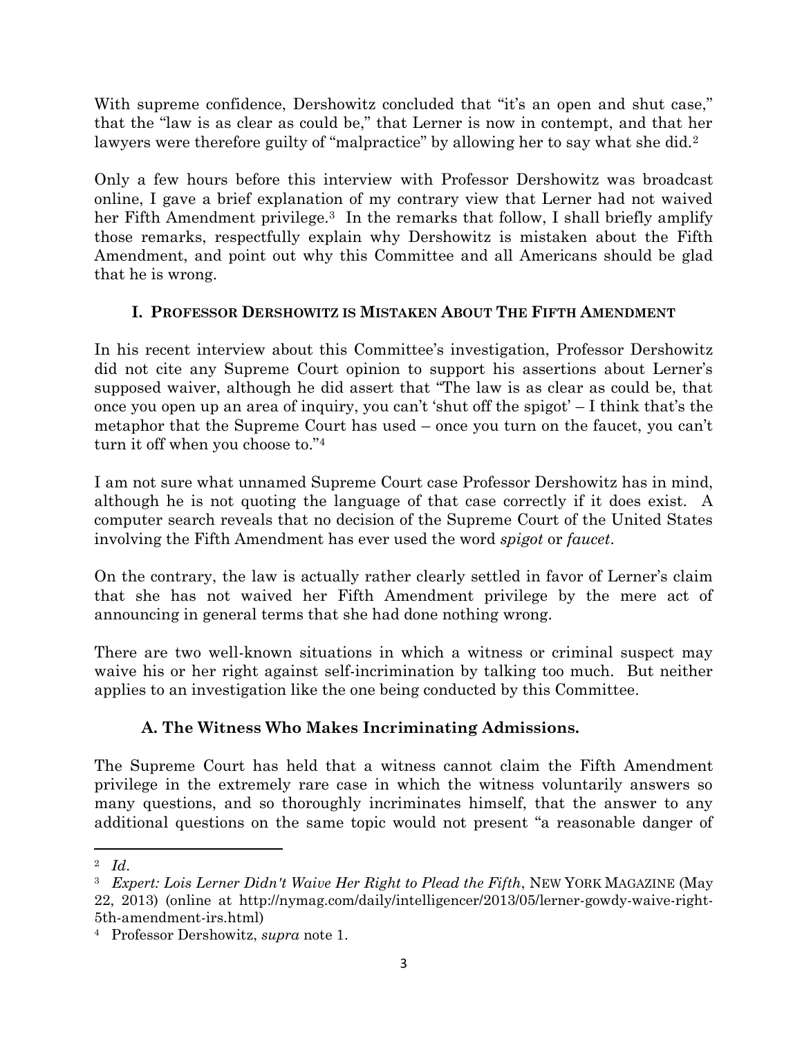With supreme confidence, Dershowitz concluded that "it's an open and shut case," that the "law is as clear as could be," that Lerner is now in contempt, and that her lawyers were therefore guilty of "malpractice" by allowing her to say what she did.[2]

Only a few hours before this interview with Professor Dershowitz was broadcast online, I gave a brief explanation of my contrary view that Lerner had not waived her Fifth Amendment privilege.[3] In the remarks that follow, I shall briefly amplify those remarks, respectfully explain why Dershowitz is mistaken about the Fifth Amendment, and point out why this Committee and all Americans should be glad that he is wrong.

## I. Professor Dershowitz is Mistaken About The Fifth Amendment

In his recent interview about this Committee's investigation, Professor Dershowitz did not cite any Supreme Court opinion to support his assertions about Lerner's supposed waiver, although he did assert that "The law is as clear as could be, that once you open up an area of inquiry, you can't 'shut off the spigot' – I think that's the metaphor that the Supreme Court has used – once you turn on the faucet, you can't turn it off when you choose to."[4]

I am not sure what unnamed Supreme Court case Professor Dershowitz has in mind, although he is not quoting the language of that case correctly if it does exist. A computer search reveals that no decision of the Supreme Court of the United States involving the Fifth Amendment has ever used the word *spigot* or *faucet*.

On the contrary, the law is actually rather clearly settled in favor of Lerner's claim that she has not waived her Fifth Amendment privilege by the mere act of announcing in general terms that she had done nothing wrong.

There are two well-known situations in which a witness or criminal suspect may waive his or her right against self-incrimination by talking too much. But neither applies to an investigation like the one being conducted by this Committee.

### A. The Witness Who Makes Incriminating Admissions.

The Supreme Court has held that a witness cannot claim the Fifth Amendment privilege in the extremely rare case in which the witness voluntarily answers so many questions, and so thoroughly incriminates himself, that the answer to any additional questions on the same topic would not present "a reasonable danger of

---

[2] *Id*.

[3] *Expert: Lois Lerner Didn't Waive Her Right to Plead the Fifth*, New York Magazine (May 22, 2013) (online at http://nymag.com/daily/intelligencer/2013/05/lerner-gowdy-waive-right-5th-amendment-irs.html)

[4] Professor Dershowitz, *supra* note 1.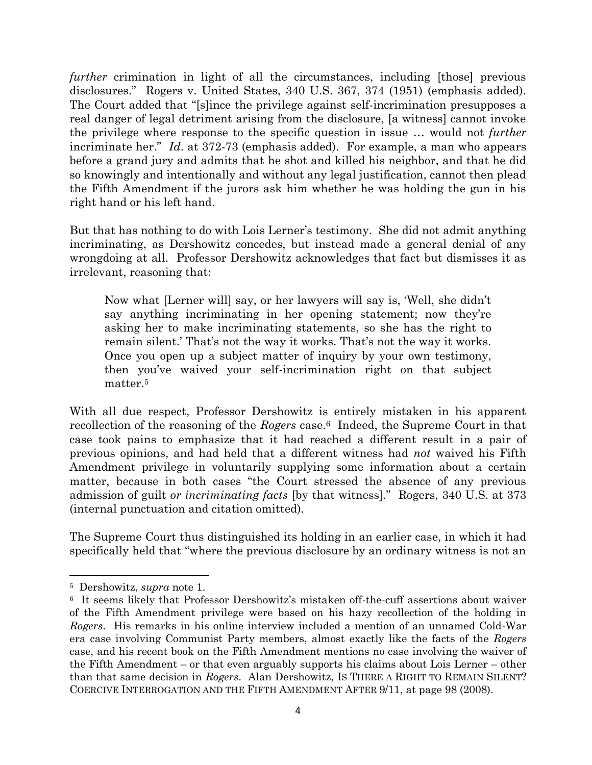*further* crimination in light of all the circumstances, including [those] previous disclosures." Rogers v. United States, 340 U.S. 367, 374 (1951) (emphasis added). The Court added that "[s]ince the privilege against self-incrimination presupposes a real danger of legal detriment arising from the disclosure, [a witness] cannot invoke the privilege where response to the specific question in issue … would not *further* incriminate her." *Id*. at 372-73 (emphasis added). For example, a man who appears before a grand jury and admits that he shot and killed his neighbor, and that he did so knowingly and intentionally and without any legal justification, cannot then plead the Fifth Amendment if the jurors ask him whether he was holding the gun in his right hand or his left hand.

But that has nothing to do with Lois Lerner's testimony. She did not admit anything incriminating, as Dershowitz concedes, but instead made a general denial of any wrongdoing at all. Professor Dershowitz acknowledges that fact but dismisses it as irrelevant, reasoning that:

> Now what [Lerner will] say, or her lawyers will say is, 'Well, she didn't say anything incriminating in her opening statement; now they're asking her to make incriminating statements, so she has the right to remain silent.' That's not the way it works. That's not the way it works. Once you open up a subject matter of inquiry by your own testimony, then you've waived your self-incrimination right on that subject matter.[5]

With all due respect, Professor Dershowitz is entirely mistaken in his apparent recollection of the reasoning of the *Rogers* case.[6] Indeed, the Supreme Court in that case took pains to emphasize that it had reached a different result in a pair of previous opinions, and had held that a different witness had *not* waived his Fifth Amendment privilege in voluntarily supplying some information about a certain matter, because in both cases "the Court stressed the absence of any previous admission of guilt *or incriminating facts* [by that witness]." Rogers, 340 U.S. at 373 (internal punctuation and citation omitted).

The Supreme Court thus distinguished its holding in an earlier case, in which it had specifically held that "where the previous disclosure by an ordinary witness is not an

---

[5] Dershowitz, *supra* note 1.

[6] It seems likely that Professor Dershowitz's mistaken off-the-cuff assertions about waiver of the Fifth Amendment privilege were based on his hazy recollection of the holding in *Rogers*. His remarks in his online interview included a mention of an unnamed Cold-War era case involving Communist Party members, almost exactly like the facts of the *Rogers* case, and his recent book on the Fifth Amendment mentions no case involving the waiver of the Fifth Amendment – or that even arguably supports his claims about Lois Lerner – other than that same decision in *Rogers*. Alan Dershowitz, IS THERE A RIGHT TO REMAIN SILENT? COERCIVE INTERROGATION AND THE FIFTH AMENDMENT AFTER 9/11, at page 98 (2008).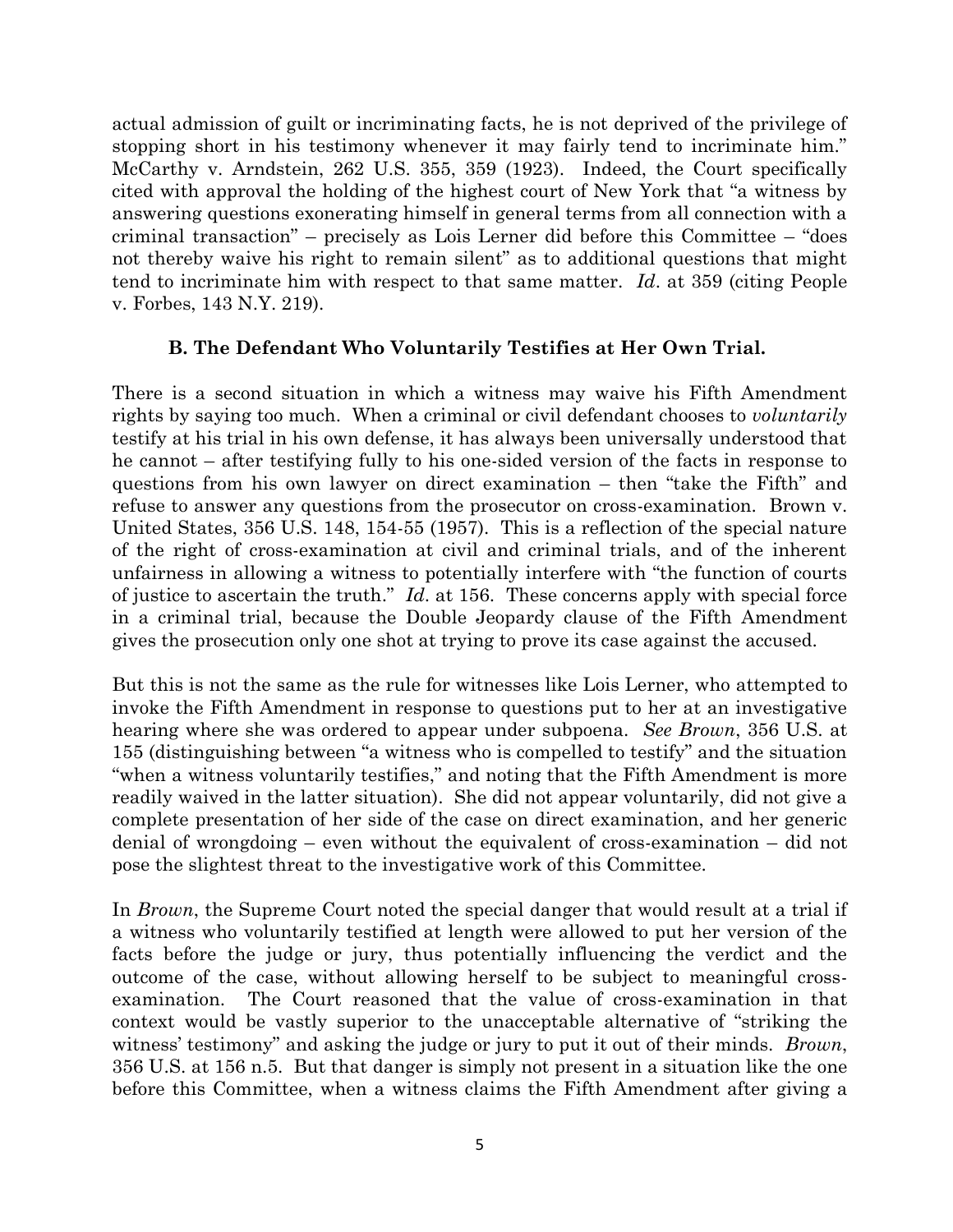actual admission of guilt or incriminating facts, he is not deprived of the privilege of stopping short in his testimony whenever it may fairly tend to incriminate him." McCarthy v. Arndstein, 262 U.S. 355, 359 (1923). Indeed, the Court specifically cited with approval the holding of the highest court of New York that "a witness by answering questions exonerating himself in general terms from all connection with a criminal transaction" – precisely as Lois Lerner did before this Committee – "does not thereby waive his right to remain silent" as to additional questions that might tend to incriminate him with respect to that same matter. *Id*. at 359 (citing People v. Forbes, 143 N.Y. 219).

### B. The Defendant Who Voluntarily Testifies at Her Own Trial.

There is a second situation in which a witness may waive his Fifth Amendment rights by saying too much. When a criminal or civil defendant chooses to *voluntarily* testify at his trial in his own defense, it has always been universally understood that he cannot – after testifying fully to his one-sided version of the facts in response to questions from his own lawyer on direct examination – then "take the Fifth" and refuse to answer any questions from the prosecutor on cross-examination. Brown v. United States, 356 U.S. 148, 154-55 (1957). This is a reflection of the special nature of the right of cross-examination at civil and criminal trials, and of the inherent unfairness in allowing a witness to potentially interfere with "the function of courts of justice to ascertain the truth." *Id*. at 156. These concerns apply with special force in a criminal trial, because the Double Jeopardy clause of the Fifth Amendment gives the prosecution only one shot at trying to prove its case against the accused.

But this is not the same as the rule for witnesses like Lois Lerner, who attempted to invoke the Fifth Amendment in response to questions put to her at an investigative hearing where she was ordered to appear under subpoena. *See Brown*, 356 U.S. at 155 (distinguishing between "a witness who is compelled to testify" and the situation "when a witness voluntarily testifies," and noting that the Fifth Amendment is more readily waived in the latter situation). She did not appear voluntarily, did not give a complete presentation of her side of the case on direct examination, and her generic denial of wrongdoing – even without the equivalent of cross-examination – did not pose the slightest threat to the investigative work of this Committee.

In *Brown*, the Supreme Court noted the special danger that would result at a trial if a witness who voluntarily testified at length were allowed to put her version of the facts before the judge or jury, thus potentially influencing the verdict and the outcome of the case, without allowing herself to be subject to meaningful cross-examination. The Court reasoned that the value of cross-examination in that context would be vastly superior to the unacceptable alternative of "striking the witness' testimony" and asking the judge or jury to put it out of their minds. *Brown*, 356 U.S. at 156 n.5. But that danger is simply not present in a situation like the one before this Committee, when a witness claims the Fifth Amendment after giving a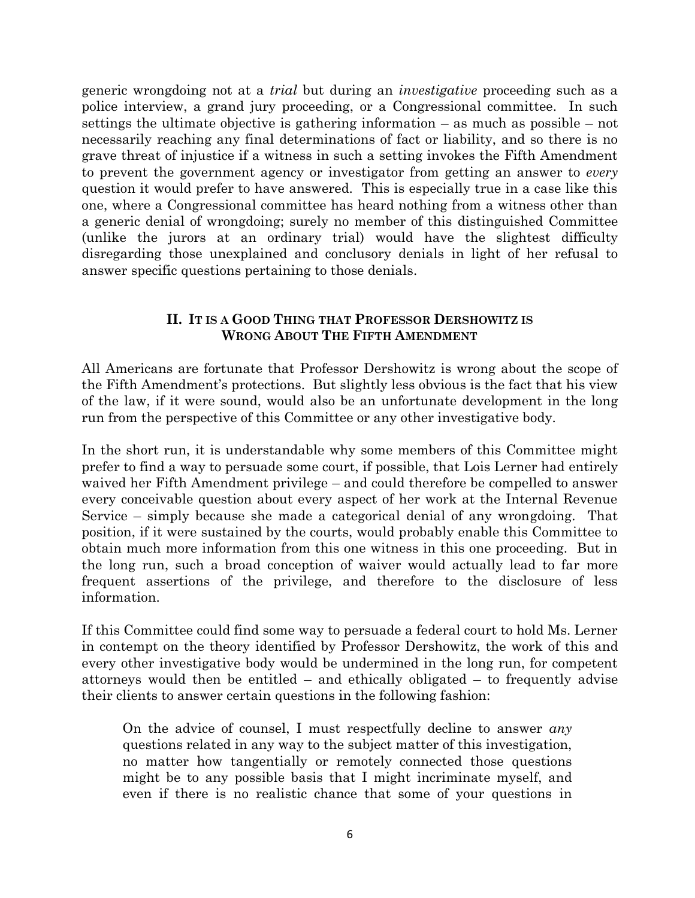generic wrongdoing not at a *trial* but during an *investigative* proceeding such as a police interview, a grand jury proceeding, or a Congressional committee. In such settings the ultimate objective is gathering information – as much as possible – not necessarily reaching any final determinations of fact or liability, and so there is no grave threat of injustice if a witness in such a setting invokes the Fifth Amendment to prevent the government agency or investigator from getting an answer to *every* question it would prefer to have answered. This is especially true in a case like this one, where a Congressional committee has heard nothing from a witness other than a generic denial of wrongdoing; surely no member of this distinguished Committee (unlike the jurors at an ordinary trial) would have the slightest difficulty disregarding those unexplained and conclusory denials in light of her refusal to answer specific questions pertaining to those denials.

## II. It is a Good Thing that Professor Dershowitz is Wrong About The Fifth Amendment

All Americans are fortunate that Professor Dershowitz is wrong about the scope of the Fifth Amendment's protections. But slightly less obvious is the fact that his view of the law, if it were sound, would also be an unfortunate development in the long run from the perspective of this Committee or any other investigative body.

In the short run, it is understandable why some members of this Committee might prefer to find a way to persuade some court, if possible, that Lois Lerner had entirely waived her Fifth Amendment privilege – and could therefore be compelled to answer every conceivable question about every aspect of her work at the Internal Revenue Service – simply because she made a categorical denial of any wrongdoing. That position, if it were sustained by the courts, would probably enable this Committee to obtain much more information from this one witness in this one proceeding. But in the long run, such a broad conception of waiver would actually lead to far more frequent assertions of the privilege, and therefore to the disclosure of less information.

If this Committee could find some way to persuade a federal court to hold Ms. Lerner in contempt on the theory identified by Professor Dershowitz, the work of this and every other investigative body would be undermined in the long run, for competent attorneys would then be entitled – and ethically obligated – to frequently advise their clients to answer certain questions in the following fashion:

> On the advice of counsel, I must respectfully decline to answer *any* questions related in any way to the subject matter of this investigation, no matter how tangentially or remotely connected those questions might be to any possible basis that I might incriminate myself, and even if there is no realistic chance that some of your questions in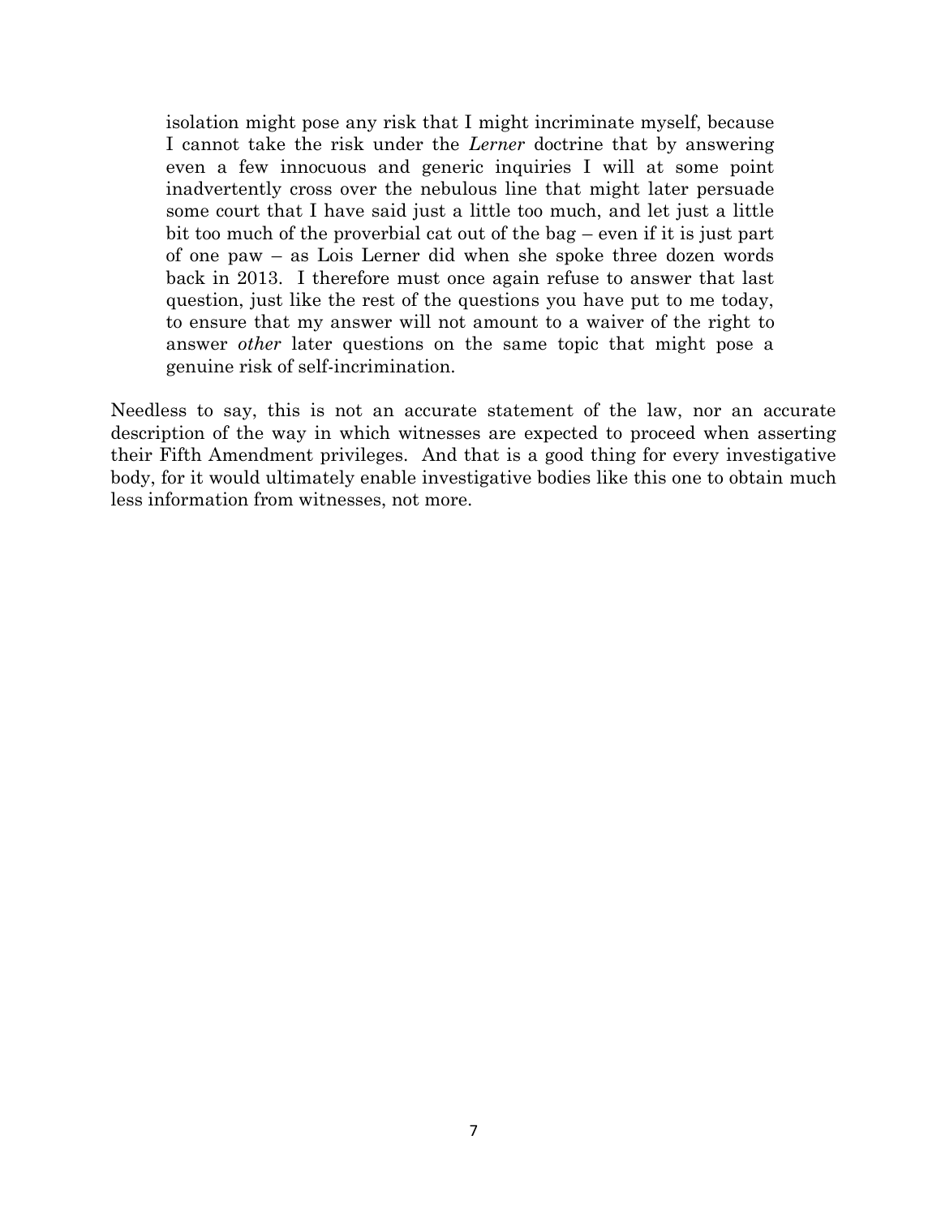> isolation might pose any risk that I might incriminate myself, because I cannot take the risk under the *Lerner* doctrine that by answering even a few innocuous and generic inquiries I will at some point inadvertently cross over the nebulous line that might later persuade some court that I have said just a little too much, and let just a little bit too much of the proverbial cat out of the bag – even if it is just part of one paw – as Lois Lerner did when she spoke three dozen words back in 2013. I therefore must once again refuse to answer that last question, just like the rest of the questions you have put to me today, to ensure that my answer will not amount to a waiver of the right to answer *other* later questions on the same topic that might pose a genuine risk of self-incrimination.

Needless to say, this is not an accurate statement of the law, nor an accurate description of the way in which witnesses are expected to proceed when asserting their Fifth Amendment privileges. And that is a good thing for every investigative body, for it would ultimately enable investigative bodies like this one to obtain much less information from witnesses, not more.